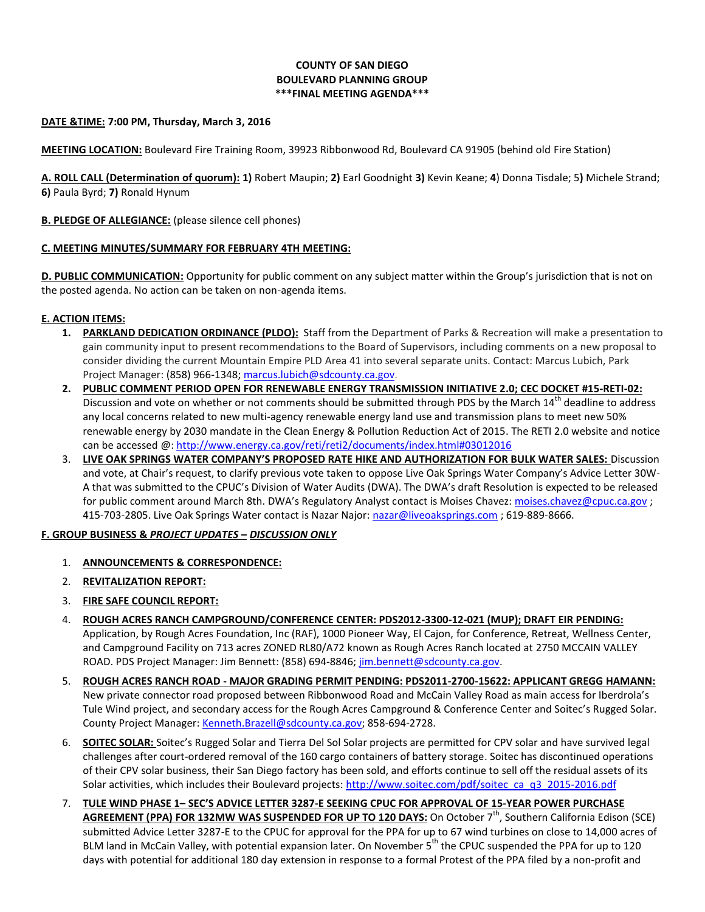**COUNTY OF SAN DIEGO**
**BOULEVARD PLANNING GROUP**
**\*\*\*FINAL MEETING AGENDA\*\*\***

**DATE &TIME: 7:00 PM, Thursday, March 3, 2016**

**MEETING LOCATION:** Boulevard Fire Training Room, 39923 Ribbonwood Rd, Boulevard CA 91905 (behind old Fire Station)

**A. ROLL CALL (Determination of quorum): 1)** Robert Maupin; **2)** Earl Goodnight **3)** Kevin Keane; **4**) Donna Tisdale; 5**)** Michele Strand; **6)** Paula Byrd; **7)** Ronald Hynum

**B. PLEDGE OF ALLEGIANCE:** (please silence cell phones)

**C. MEETING MINUTES/SUMMARY FOR FEBRUARY 4TH MEETING:**

**D. PUBLIC COMMUNICATION:** Opportunity for public comment on any subject matter within the Group's jurisdiction that is not on the posted agenda. No action can be taken on non-agenda items.

**E. ACTION ITEMS:**

1. **PARKLAND DEDICATION ORDINANCE (PLDO):** Staff from the Department of Parks & Recreation will make a presentation to gain community input to present recommendations to the Board of Supervisors, including comments on a new proposal to consider dividing the current Mountain Empire PLD Area 41 into several separate units. Contact: Marcus Lubich, Park Project Manager: (858) 966-1348; marcus.lubich@sdcounty.ca.gov.
2. **PUBLIC COMMENT PERIOD OPEN FOR RENEWABLE ENERGY TRANSMISSION INITIATIVE 2.0; CEC DOCKET #15-RETI-02:** Discussion and vote on whether or not comments should be submitted through PDS by the March 14th deadline to address any local concerns related to new multi-agency renewable energy land use and transmission plans to meet new 50% renewable energy by 2030 mandate in the Clean Energy & Pollution Reduction Act of 2015. The RETI 2.0 website and notice can be accessed @: http://www.energy.ca.gov/reti/reti2/documents/index.html#03012016
3. **LIVE OAK SPRINGS WATER COMPANY'S PROPOSED RATE HIKE AND AUTHORIZATION FOR BULK WATER SALES:** Discussion and vote, at Chair's request, to clarify previous vote taken to oppose Live Oak Springs Water Company's Advice Letter 30W-A that was submitted to the CPUC's Division of Water Audits (DWA). The DWA's draft Resolution is expected to be released for public comment around March 8th. DWA's Regulatory Analyst contact is Moises Chavez: moises.chavez@cpuc.ca.gov ; 415-703-2805. Live Oak Springs Water contact is Nazar Najor: nazar@liveoaksprings.com ; 619-889-8666.

**F. GROUP BUSINESS & *PROJECT UPDATES – DISCUSSION ONLY***

1. **ANNOUNCEMENTS & CORRESPONDENCE:**
2. **REVITALIZATION REPORT:**
3. **FIRE SAFE COUNCIL REPORT:**
4. **ROUGH ACRES RANCH CAMPGROUND/CONFERENCE CENTER: PDS2012-3300-12-021 (MUP); DRAFT EIR PENDING:** Application, by Rough Acres Foundation, Inc (RAF), 1000 Pioneer Way, El Cajon, for Conference, Retreat, Wellness Center, and Campground Facility on 713 acres ZONED RL80/A72 known as Rough Acres Ranch located at 2750 MCCAIN VALLEY ROAD. PDS Project Manager: Jim Bennett: (858) 694-8846; jim.bennett@sdcounty.ca.gov.
5. **ROUGH ACRES RANCH ROAD - MAJOR GRADING PERMIT PENDING: PDS2011-2700-15622: APPLICANT GREGG HAMANN:** New private connector road proposed between Ribbonwood Road and McCain Valley Road as main access for Iberdrola's Tule Wind project, and secondary access for the Rough Acres Campground & Conference Center and Soitec's Rugged Solar. County Project Manager: Kenneth.Brazell@sdcounty.ca.gov; 858-694-2728.
6. **SOITEC SOLAR:** Soitec's Rugged Solar and Tierra Del Sol Solar projects are permitted for CPV solar and have survived legal challenges after court-ordered removal of the 160 cargo containers of battery storage. Soitec has discontinued operations of their CPV solar business, their San Diego factory has been sold, and efforts continue to sell off the residual assets of its Solar activities, which includes their Boulevard projects: http://www.soitec.com/pdf/soitec_ca_q3_2015-2016.pdf
7. **TULE WIND PHASE 1– SEC'S ADVICE LETTER 3287-E SEEKING CPUC FOR APPROVAL OF 15-YEAR POWER PURCHASE AGREEMENT (PPA) FOR 132MW WAS SUSPENDED FOR UP TO 120 DAYS:** On October 7th, Southern California Edison (SCE) submitted Advice Letter 3287-E to the CPUC for approval for the PPA for up to 67 wind turbines on close to 14,000 acres of BLM land in McCain Valley, with potential expansion later. On November 5th the CPUC suspended the PPA for up to 120 days with potential for additional 180 day extension in response to a formal Protest of the PPA filed by a non-profit and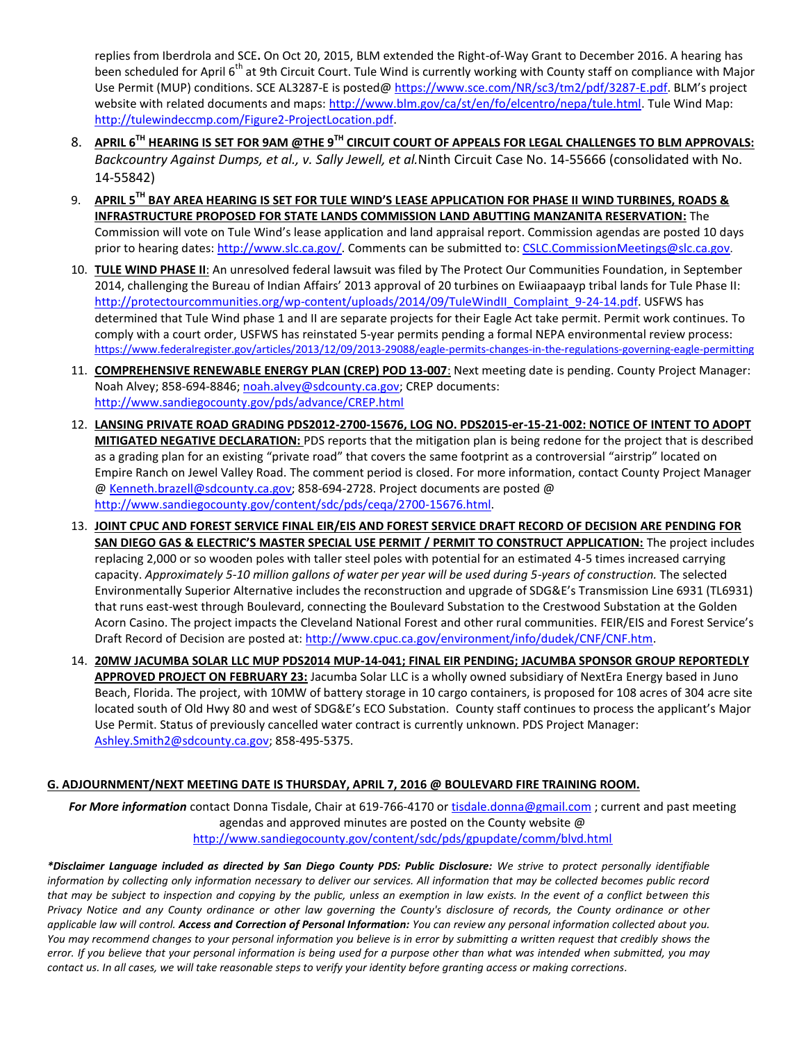replies from Iberdrola and SCE**.** On Oct 20, 2015, BLM extended the Right-of-Way Grant to December 2016. A hearing has been scheduled for April 6th at 9th Circuit Court. Tule Wind is currently working with County staff on compliance with Major Use Permit (MUP) conditions. SCE AL3287-E is posted@ https://www.sce.com/NR/sc3/tm2/pdf/3287-E.pdf. BLM's project website with related documents and maps: http://www.blm.gov/ca/st/en/fo/elcentro/nepa/tule.html. Tule Wind Map: http://tulewindeccmp.com/Figure2-ProjectLocation.pdf.

8. **APRIL 6TH HEARING IS SET FOR 9AM @THE 9TH CIRCUIT COURT OF APPEALS FOR LEGAL CHALLENGES TO BLM APPROVALS:** *Backcountry Against Dumps, et al., v. Sally Jewell, et al.* Ninth Circuit Case No. 14-55666 (consolidated with No. 14-55842)
9. **APRIL 5TH BAY AREA HEARING IS SET FOR TULE WIND'S LEASE APPLICATION FOR PHASE II WIND TURBINES, ROADS & INFRASTRUCTURE PROPOSED FOR STATE LANDS COMMISSION LAND ABUTTING MANZANITA RESERVATION:** The Commission will vote on Tule Wind's lease application and land appraisal report. Commission agendas are posted 10 days prior to hearing dates: http://www.slc.ca.gov/. Comments can be submitted to: CSLC.CommissionMeetings@slc.ca.gov.
10. **TULE WIND PHASE II**: An unresolved federal lawsuit was filed by The Protect Our Communities Foundation, in September 2014, challenging the Bureau of Indian Affairs' 2013 approval of 20 turbines on Ewiiaapaayp tribal lands for Tule Phase II: http://protectourcommunities.org/wp-content/uploads/2014/09/TuleWindII_Complaint_9-24-14.pdf. USFWS has determined that Tule Wind phase 1 and II are separate projects for their Eagle Act take permit. Permit work continues. To comply with a court order, USFWS has reinstated 5-year permits pending a formal NEPA environmental review process: https://www.federalregister.gov/articles/2013/12/09/2013-29088/eagle-permits-changes-in-the-regulations-governing-eagle-permitting
11. **COMPREHENSIVE RENEWABLE ENERGY PLAN (CREP) POD 13-007**: Next meeting date is pending. County Project Manager: Noah Alvey; 858-694-8846; noah.alvey@sdcounty.ca.gov; CREP documents: http://www.sandiegocounty.gov/pds/advance/CREP.html
12. **LANSING PRIVATE ROAD GRADING PDS2012-2700-15676, LOG NO. PDS2015-er-15-21-002: NOTICE OF INTENT TO ADOPT MITIGATED NEGATIVE DECLARATION:** PDS reports that the mitigation plan is being redone for the project that is described as a grading plan for an existing "private road" that covers the same footprint as a controversial "airstrip" located on Empire Ranch on Jewel Valley Road. The comment period is closed. For more information, contact County Project Manager @ Kenneth.brazell@sdcounty.ca.gov; 858-694-2728. Project documents are posted @ http://www.sandiegocounty.gov/content/sdc/pds/ceqa/2700-15676.html.
13. **JOINT CPUC AND FOREST SERVICE FINAL EIR/EIS AND FOREST SERVICE DRAFT RECORD OF DECISION ARE PENDING FOR SAN DIEGO GAS & ELECTRIC'S MASTER SPECIAL USE PERMIT / PERMIT TO CONSTRUCT APPLICATION:** The project includes replacing 2,000 or so wooden poles with taller steel poles with potential for an estimated 4-5 times increased carrying capacity. *Approximately 5-10 million gallons of water per year will be used during 5-years of construction.* The selected Environmentally Superior Alternative includes the reconstruction and upgrade of SDG&E's Transmission Line 6931 (TL6931) that runs east-west through Boulevard, connecting the Boulevard Substation to the Crestwood Substation at the Golden Acorn Casino. The project impacts the Cleveland National Forest and other rural communities. FEIR/EIS and Forest Service's Draft Record of Decision are posted at: http://www.cpuc.ca.gov/environment/info/dudek/CNF/CNF.htm.
14. **20MW JACUMBA SOLAR LLC MUP PDS2014 MUP-14-041; FINAL EIR PENDING; JACUMBA SPONSOR GROUP REPORTEDLY APPROVED PROJECT ON FEBRUARY 23:** Jacumba Solar LLC is a wholly owned subsidiary of NextEra Energy based in Juno Beach, Florida. The project, with 10MW of battery storage in 10 cargo containers, is proposed for 108 acres of 304 acre site located south of Old Hwy 80 and west of SDG&E's ECO Substation. County staff continues to process the applicant's Major Use Permit. Status of previously cancelled water contract is currently unknown. PDS Project Manager: Ashley.Smith2@sdcounty.ca.gov; 858-495-5375.

**G. ADJOURNMENT/NEXT MEETING DATE IS THURSDAY, APRIL 7, 2016 @ BOULEVARD FIRE TRAINING ROOM.**

***For More information*** contact Donna Tisdale, Chair at 619-766-4170 or tisdale.donna@gmail.com ; current and past meeting agendas and approved minutes are posted on the County website @ http://www.sandiegocounty.gov/content/sdc/pds/gpupdate/comm/blvd.html

***\*Disclaimer Language included as directed by San Diego County PDS: Public Disclosure:*** *We strive to protect personally identifiable information by collecting only information necessary to deliver our services. All information that may be collected becomes public record that may be subject to inspection and copying by the public, unless an exemption in law exists. In the event of a conflict between this Privacy Notice and any County ordinance or other law governing the County's disclosure of records, the County ordinance or other applicable law will control.* ***Access and Correction of Personal Information:*** *You can review any personal information collected about you. You may recommend changes to your personal information you believe is in error by submitting a written request that credibly shows the error. If you believe that your personal information is being used for a purpose other than what was intended when submitted, you may contact us. In all cases, we will take reasonable steps to verify your identity before granting access or making corrections.*